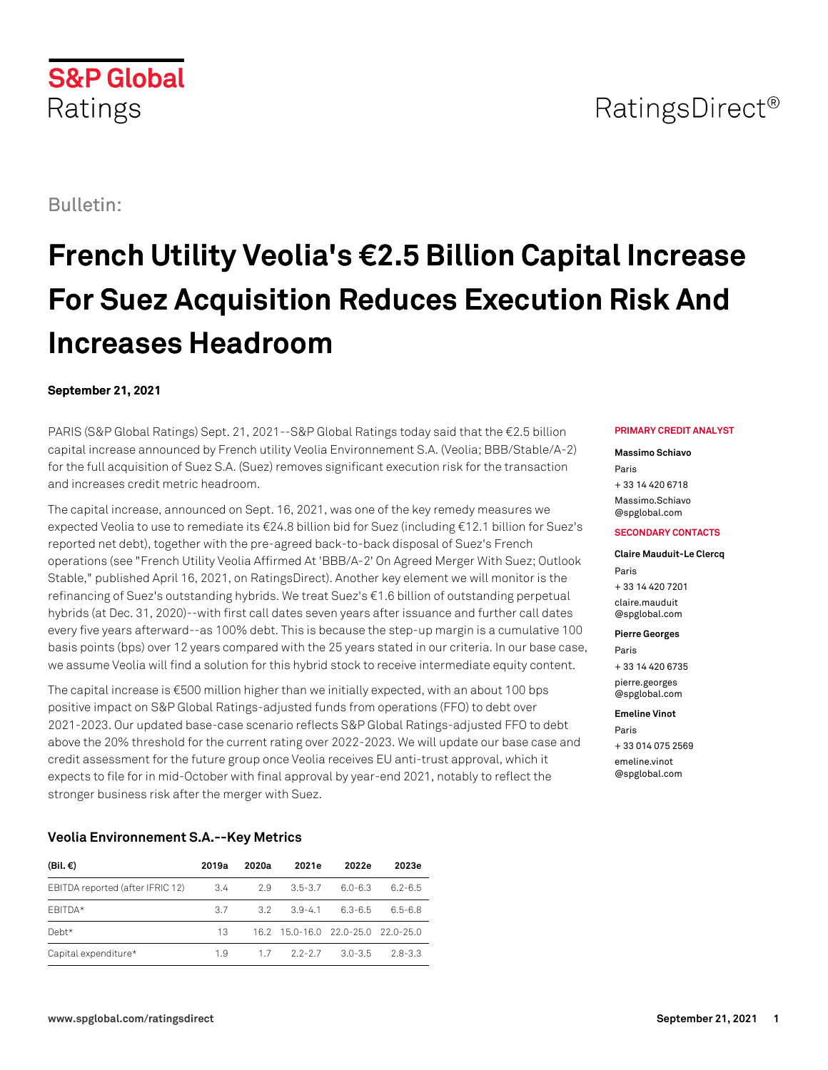S&P Global Ratings

RatingsDirect®

Bulletin:

# French Utility Veolia's €2.5 Billion Capital Increase For Suez Acquisition Reduces Execution Risk And Increases Headroom

**September 21, 2021**

PARIS (S&P Global Ratings) Sept. 21, 2021--S&P Global Ratings today said that the €2.5 billion capital increase announced by French utility Veolia Environnement S.A. (Veolia; BBB/Stable/A-2) for the full acquisition of Suez S.A. (Suez) removes significant execution risk for the transaction and increases credit metric headroom.

The capital increase, announced on Sept. 16, 2021, was one of the key remedy measures we expected Veolia to use to remediate its €24.8 billion bid for Suez (including €12.1 billion for Suez's reported net debt), together with the pre-agreed back-to-back disposal of Suez's French operations (see "French Utility Veolia Affirmed At 'BBB/A-2' On Agreed Merger With Suez; Outlook Stable," published April 16, 2021, on RatingsDirect). Another key element we will monitor is the refinancing of Suez's outstanding hybrids. We treat Suez's €1.6 billion of outstanding perpetual hybrids (at Dec. 31, 2020)--with first call dates seven years after issuance and further call dates every five years afterward--as 100% debt. This is because the step-up margin is a cumulative 100 basis points (bps) over 12 years compared with the 25 years stated in our criteria. In our base case, we assume Veolia will find a solution for this hybrid stock to receive intermediate equity content.

The capital increase is €500 million higher than we initially expected, with an about 100 bps positive impact on S&P Global Ratings-adjusted funds from operations (FFO) to debt over 2021-2023. Our updated base-case scenario reflects S&P Global Ratings-adjusted FFO to debt above the 20% threshold for the current rating over 2022-2023. We will update our base case and credit assessment for the future group once Veolia receives EU anti-trust approval, which it expects to file for in mid-October with final approval by year-end 2021, notably to reflect the stronger business risk after the merger with Suez.

**PRIMARY CREDIT ANALYST**

**Massimo Schiavo**
Paris
+ 33 14 420 6718
Massimo.Schiavo@spglobal.com

**SECONDARY CONTACTS**

**Claire Mauduit-Le Clercq**
Paris
+ 33 14 420 7201
claire.mauduit@spglobal.com

**Pierre Georges**
Paris
+ 33 14 420 6735
pierre.georges@spglobal.com

**Emeline Vinot**
Paris
+ 33 014 075 2569
emeline.vinot@spglobal.com

### Veolia Environnement S.A.--Key Metrics

| (Bil. €) | 2019a | 2020a | 2021e | 2022e | 2023e |
|---|---|---|---|---|---|
| EBITDA reported (after IFRIC 12) | 3.4 | 2.9 | 3.5-3.7 | 6.0-6.3 | 6.2-6.5 |
| EBITDA* | 3.7 | 3.2 | 3.9-4.1 | 6.3-6.5 | 6.5-6.8 |
| Debt* | 13 | 16.2 | 15.0-16.0 | 22.0-25.0 | 22.0-25.0 |
| Capital expenditure* | 1.9 | 1.7 | 2.2-2.7 | 3.0-3.5 | 2.8-3.3 |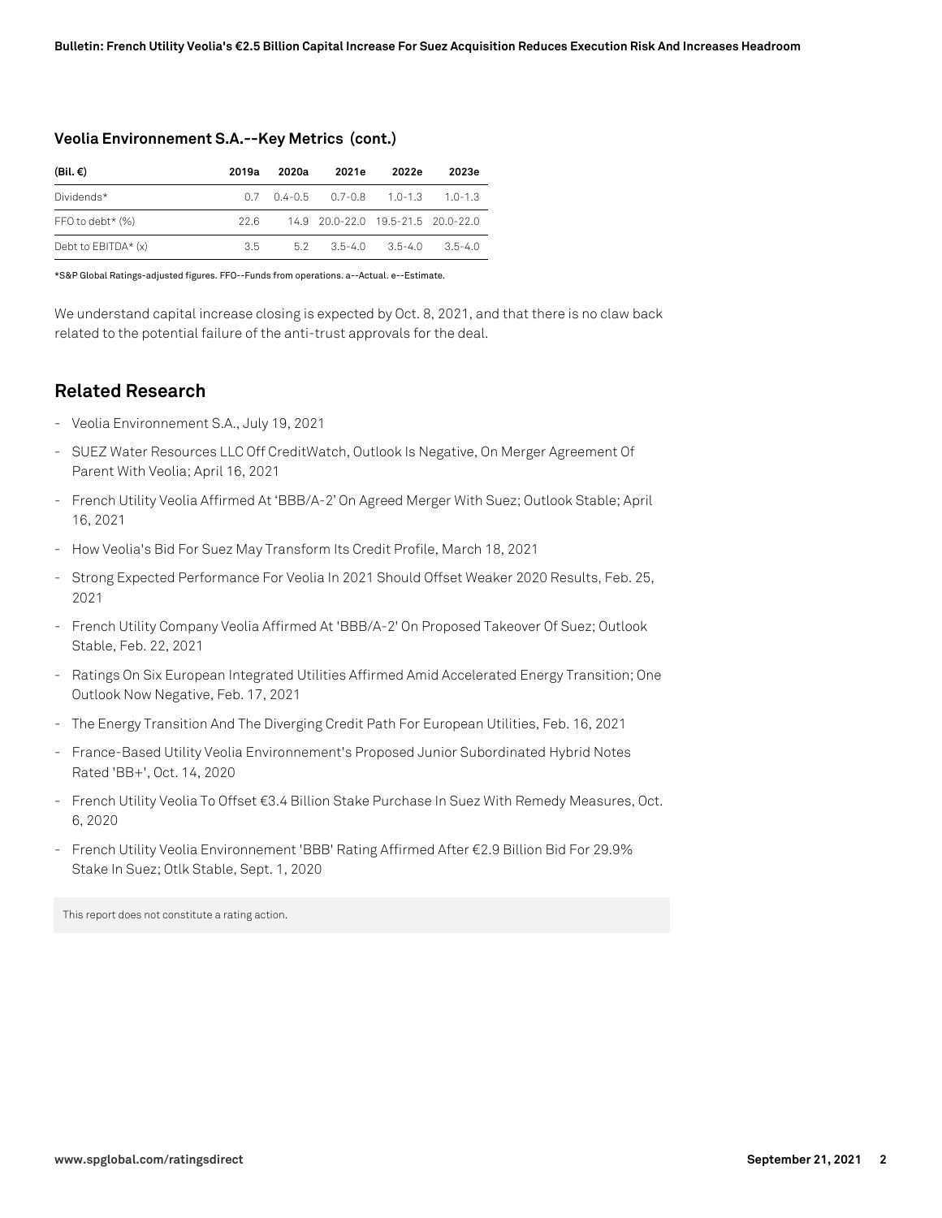**Veolia Environnement S.A.--Key Metrics (cont.)**

| (Bil. €) | 2019a | 2020a | 2021e | 2022e | 2023e |
|---|---|---|---|---|---|
| Dividends* | 0.7 | 0.4-0.5 | 0.7-0.8 | 1.0-1.3 | 1.0-1.3 |
| FFO to debt* (%) | 22.6 | 14.9 | 20.0-22.0 | 19.5-21.5 | 20.0-22.0 |
| Debt to EBITDA* (x) | 3.5 | 5.2 | 3.5-4.0 | 3.5-4.0 | 3.5-4.0 |

*S&P Global Ratings-adjusted figures. FFO--Funds from operations. a--Actual. e--Estimate.

We understand capital increase closing is expected by Oct. 8, 2021, and that there is no claw back related to the potential failure of the anti-trust approvals for the deal.

## Related Research

- Veolia Environnement S.A., July 19, 2021
- SUEZ Water Resources LLC Off CreditWatch, Outlook Is Negative, On Merger Agreement Of Parent With Veolia; April 16, 2021
- French Utility Veolia Affirmed At 'BBB/A-2' On Agreed Merger With Suez; Outlook Stable; April 16, 2021
- How Veolia's Bid For Suez May Transform Its Credit Profile, March 18, 2021
- Strong Expected Performance For Veolia In 2021 Should Offset Weaker 2020 Results, Feb. 25, 2021
- French Utility Company Veolia Affirmed At 'BBB/A-2' On Proposed Takeover Of Suez; Outlook Stable, Feb. 22, 2021
- Ratings On Six European Integrated Utilities Affirmed Amid Accelerated Energy Transition; One Outlook Now Negative, Feb. 17, 2021
- The Energy Transition And The Diverging Credit Path For European Utilities, Feb. 16, 2021
- France-Based Utility Veolia Environnement's Proposed Junior Subordinated Hybrid Notes Rated 'BB+', Oct. 14, 2020
- French Utility Veolia To Offset €3.4 Billion Stake Purchase In Suez With Remedy Measures, Oct. 6, 2020
- French Utility Veolia Environnement 'BBB' Rating Affirmed After €2.9 Billion Bid For 29.9% Stake In Suez; Otlk Stable, Sept. 1, 2020

This report does not constitute a rating action.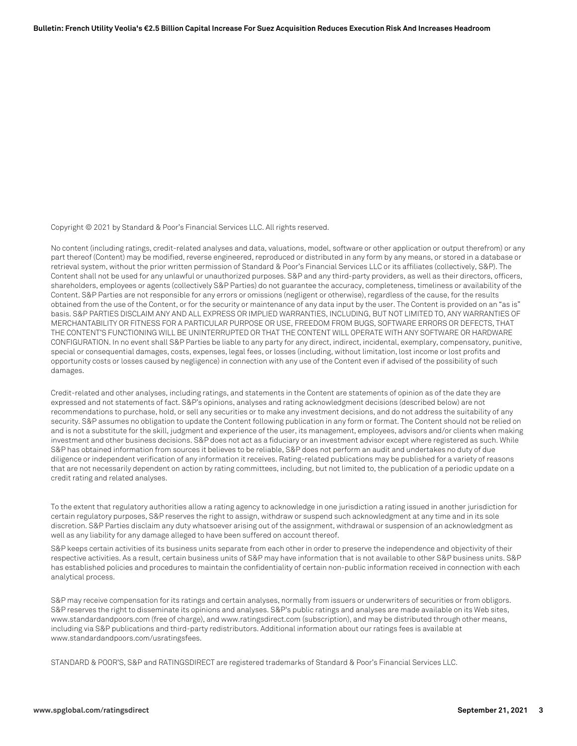Copyright © 2021 by Standard & Poor's Financial Services LLC. All rights reserved.

No content (including ratings, credit-related analyses and data, valuations, model, software or other application or output therefrom) or any part thereof (Content) may be modified, reverse engineered, reproduced or distributed in any form by any means, or stored in a database or retrieval system, without the prior written permission of Standard & Poor's Financial Services LLC or its affiliates (collectively, S&P). The Content shall not be used for any unlawful or unauthorized purposes. S&P and any third-party providers, as well as their directors, officers, shareholders, employees or agents (collectively S&P Parties) do not guarantee the accuracy, completeness, timeliness or availability of the Content. S&P Parties are not responsible for any errors or omissions (negligent or otherwise), regardless of the cause, for the results obtained from the use of the Content, or for the security or maintenance of any data input by the user. The Content is provided on an "as is" basis. S&P PARTIES DISCLAIM ANY AND ALL EXPRESS OR IMPLIED WARRANTIES, INCLUDING, BUT NOT LIMITED TO, ANY WARRANTIES OF MERCHANTABILITY OR FITNESS FOR A PARTICULAR PURPOSE OR USE, FREEDOM FROM BUGS, SOFTWARE ERRORS OR DEFECTS, THAT THE CONTENT'S FUNCTIONING WILL BE UNINTERRUPTED OR THAT THE CONTENT WILL OPERATE WITH ANY SOFTWARE OR HARDWARE CONFIGURATION. In no event shall S&P Parties be liable to any party for any direct, indirect, incidental, exemplary, compensatory, punitive, special or consequential damages, costs, expenses, legal fees, or losses (including, without limitation, lost income or lost profits and opportunity costs or losses caused by negligence) in connection with any use of the Content even if advised of the possibility of such damages.

Credit-related and other analyses, including ratings, and statements in the Content are statements of opinion as of the date they are expressed and not statements of fact. S&P's opinions, analyses and rating acknowledgment decisions (described below) are not recommendations to purchase, hold, or sell any securities or to make any investment decisions, and do not address the suitability of any security. S&P assumes no obligation to update the Content following publication in any form or format. The Content should not be relied on and is not a substitute for the skill, judgment and experience of the user, its management, employees, advisors and/or clients when making investment and other business decisions. S&P does not act as a fiduciary or an investment advisor except where registered as such. While S&P has obtained information from sources it believes to be reliable, S&P does not perform an audit and undertakes no duty of due diligence or independent verification of any information it receives. Rating-related publications may be published for a variety of reasons that are not necessarily dependent on action by rating committees, including, but not limited to, the publication of a periodic update on a credit rating and related analyses.

To the extent that regulatory authorities allow a rating agency to acknowledge in one jurisdiction a rating issued in another jurisdiction for certain regulatory purposes, S&P reserves the right to assign, withdraw or suspend such acknowledgment at any time and in its sole discretion. S&P Parties disclaim any duty whatsoever arising out of the assignment, withdrawal or suspension of an acknowledgment as well as any liability for any damage alleged to have been suffered on account thereof.

S&P keeps certain activities of its business units separate from each other in order to preserve the independence and objectivity of their respective activities. As a result, certain business units of S&P may have information that is not available to other S&P business units. S&P has established policies and procedures to maintain the confidentiality of certain non-public information received in connection with each analytical process.

S&P may receive compensation for its ratings and certain analyses, normally from issuers or underwriters of securities or from obligors. S&P reserves the right to disseminate its opinions and analyses. S&P's public ratings and analyses are made available on its Web sites, www.standardandpoors.com (free of charge), and www.ratingsdirect.com (subscription), and may be distributed through other means, including via S&P publications and third-party redistributors. Additional information about our ratings fees is available at www.standardandpoors.com/usratingsfees.

STANDARD & POOR'S, S&P and RATINGSDIRECT are registered trademarks of Standard & Poor's Financial Services LLC.